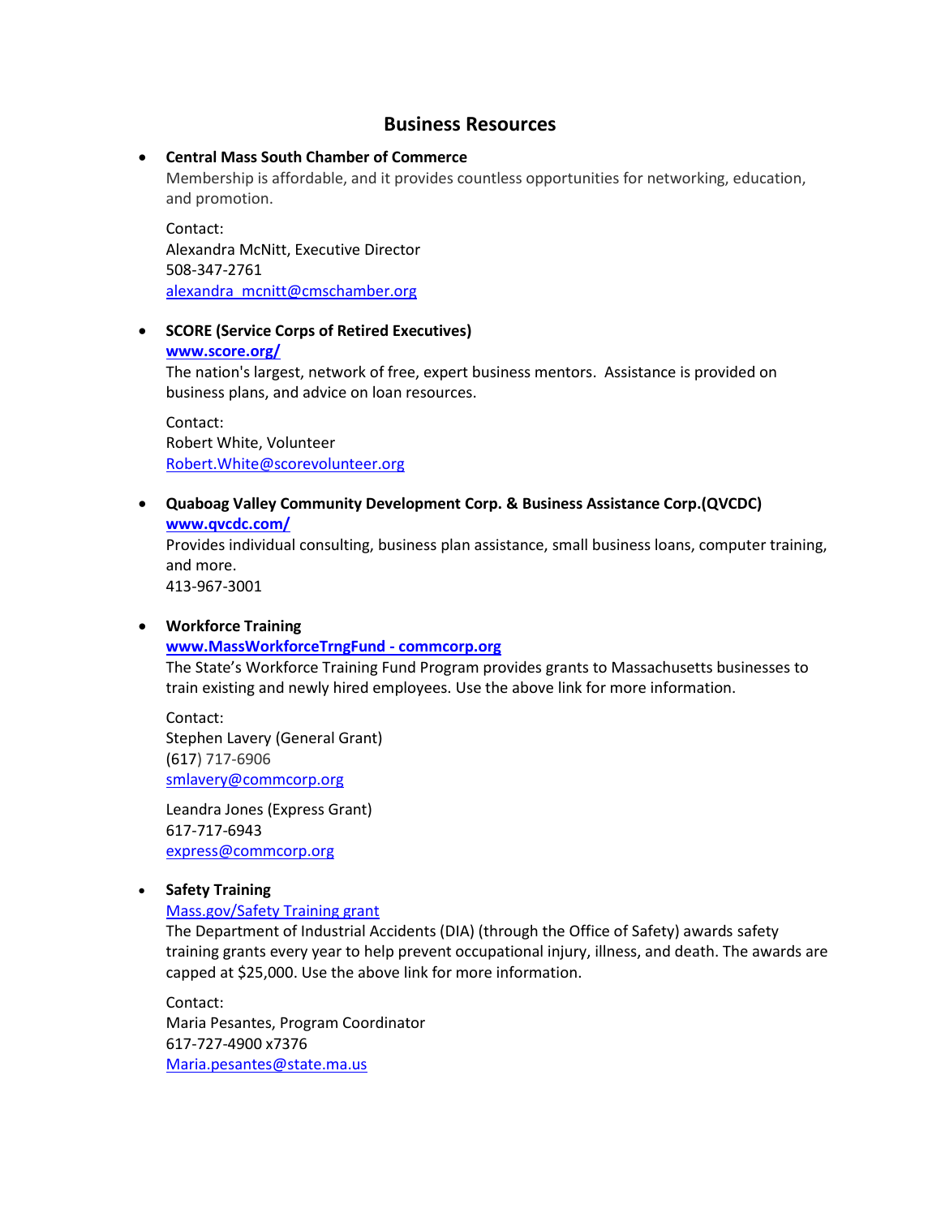# Business Resources

- **Central Mass South Chamber of Commerce**
  Membership is affordable, and it provides countless opportunities for networking, education, and promotion.

  Contact:
  Alexandra McNitt, Executive Director
  508-347-2761
  alexandra_mcnitt@cmschamber.org

- **SCORE (Service Corps of Retired Executives)**
  **www.score.org/**
  The nation's largest, network of free, expert business mentors. Assistance is provided on business plans, and advice on loan resources.

  Contact:
  Robert White, Volunteer
  Robert.White@scorevolunteer.org

- **Quaboag Valley Community Development Corp. & Business Assistance Corp.(QVCDC)**
  **www.qvcdc.com/**
  Provides individual consulting, business plan assistance, small business loans, computer training, and more.
  413-967-3001

- **Workforce Training**
  **www.MassWorkforceTrngFund - commcorp.org**
  The State's Workforce Training Fund Program provides grants to Massachusetts businesses to train existing and newly hired employees. Use the above link for more information.

  Contact:
  Stephen Lavery (General Grant)
  (617) 717-6906
  smlavery@commcorp.org

  Leandra Jones (Express Grant)
  617-717-6943
  express@commcorp.org

- **Safety Training**
  Mass.gov/Safety Training grant
  The Department of Industrial Accidents (DIA) (through the Office of Safety) awards safety training grants every year to help prevent occupational injury, illness, and death. The awards are capped at $25,000. Use the above link for more information.

  Contact:
  Maria Pesantes, Program Coordinator
  617-727-4900 x7376
  Maria.pesantes@state.ma.us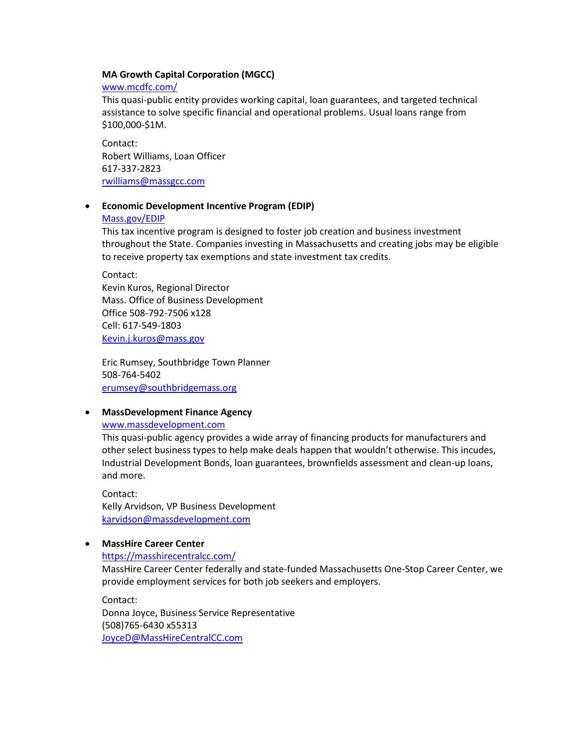**MA Growth Capital Corporation (MGCC)**
www.mcdfc.com/
This quasi-public entity provides working capital, loan guarantees, and targeted technical assistance to solve specific financial and operational problems. Usual loans range from $100,000-$1M.

Contact:
Robert Williams, Loan Officer
617-337-2823
rwilliams@massgcc.com

- **Economic Development Incentive Program (EDIP)**
  Mass.gov/EDIP
  This tax incentive program is designed to foster job creation and business investment throughout the State. Companies investing in Massachusetts and creating jobs may be eligible to receive property tax exemptions and state investment tax credits.

  Contact:
  Kevin Kuros, Regional Director
  Mass. Office of Business Development
  Office 508-792-7506 x128
  Cell: 617-549-1803
  Kevin.j.kuros@mass.gov

  Eric Rumsey, Southbridge Town Planner
  508-764-5402
  erumsey@southbridgemass.org

- **MassDevelopment Finance Agency**
  www.massdevelopment.com
  This quasi-public agency provides a wide array of financing products for manufacturers and other select business types to help make deals happen that wouldn't otherwise. This incudes, Industrial Development Bonds, loan guarantees, brownfields assessment and clean-up loans, and more.

  Contact:
  Kelly Arvidson, VP Business Development
  karvidson@massdevelopment.com

- **MassHire Career Center**
  https://masshirecentralcc.com/
  MassHire Career Center federally and state-funded Massachusetts One-Stop Career Center, we provide employment services for both job seekers and employers.

  Contact:
  Donna Joyce, Business Service Representative
  (508)765-6430 x55313
  JoyceD@MassHireCentralCC.com